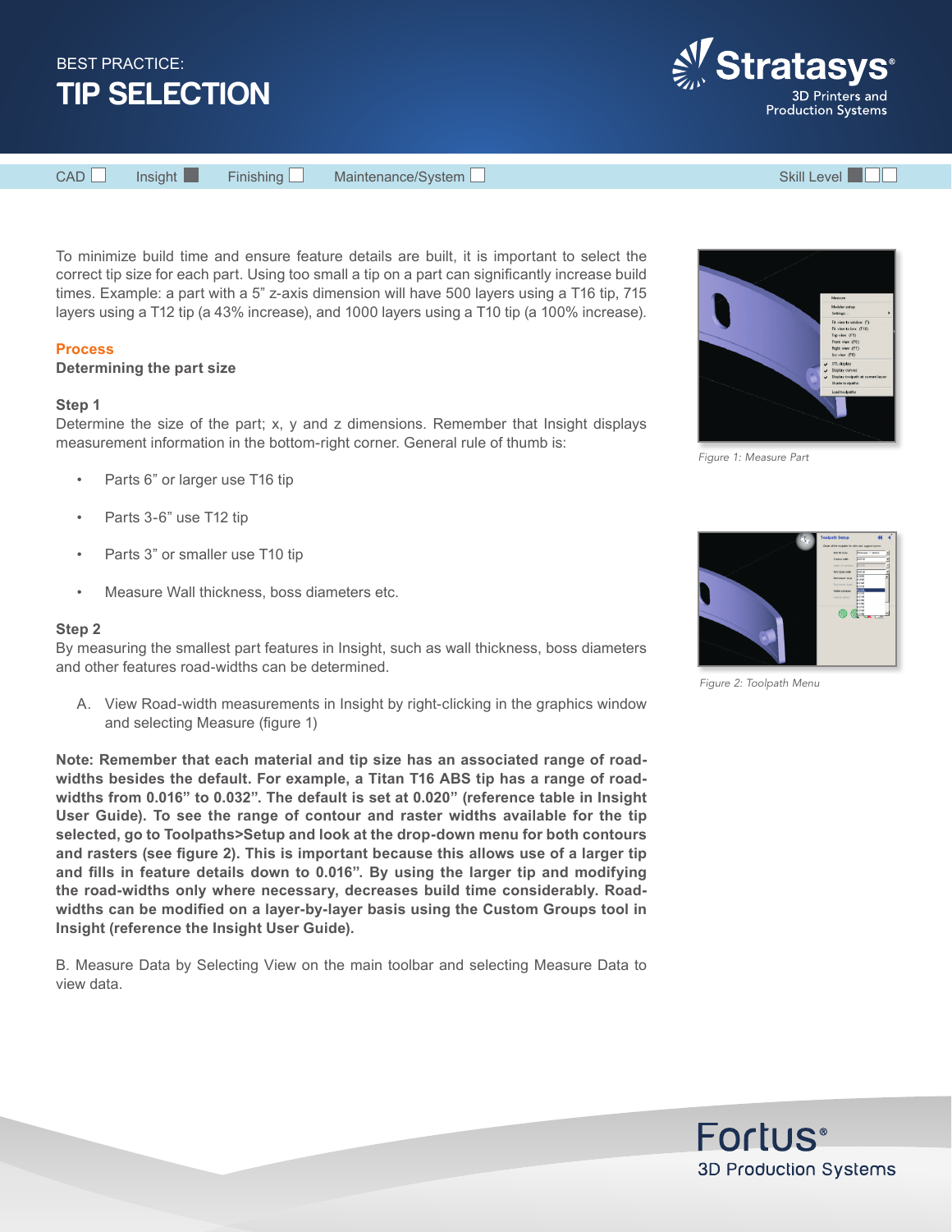BEST PRACTICE:

# TIP SELECTION

CAD ☐ Insight ■ Finishing ☐ Maintenance/System ☐ Skill Level ■☐☐

To minimize build time and ensure feature details are built, it is important to select the correct tip size for each part. Using too small a tip on a part can significantly increase build times. Example: a part with a 5" z-axis dimension will have 500 layers using a T16 tip, 715 layers using a T12 tip (a 43% increase), and 1000 layers using a T10 tip (a 100% increase).

## Process

### Determining the part size

**Step 1**

Determine the size of the part; x, y and z dimensions. Remember that Insight displays measurement information in the bottom-right corner. General rule of thumb is:

- Parts 6" or larger use T16 tip
- Parts 3-6" use T12 tip
- Parts 3" or smaller use T10 tip
- Measure Wall thickness, boss diameters etc.

**Step 2**

By measuring the smallest part features in Insight, such as wall thickness, boss diameters and other features road-widths can be determined.

A. View Road-width measurements in Insight by right-clicking in the graphics window and selecting Measure (figure 1)

**Note: Remember that each material and tip size has an associated range of road-widths besides the default. For example, a Titan T16 ABS tip has a range of road-widths from 0.016" to 0.032". The default is set at 0.020" (reference table in Insight User Guide). To see the range of contour and raster widths available for the tip selected, go to Toolpaths>Setup and look at the drop-down menu for both contours and rasters (see figure 2). This is important because this allows use of a larger tip and fills in feature details down to 0.016". By using the larger tip and modifying the road-widths only where necessary, decreases build time considerably. Road-widths can be modified on a layer-by-layer basis using the Custom Groups tool in Insight (reference the Insight User Guide).**

B. Measure Data by Selecting View on the main toolbar and selecting Measure Data to view data.

*Figure 1: Measure Part*

*Figure 2: Toolpath Menu*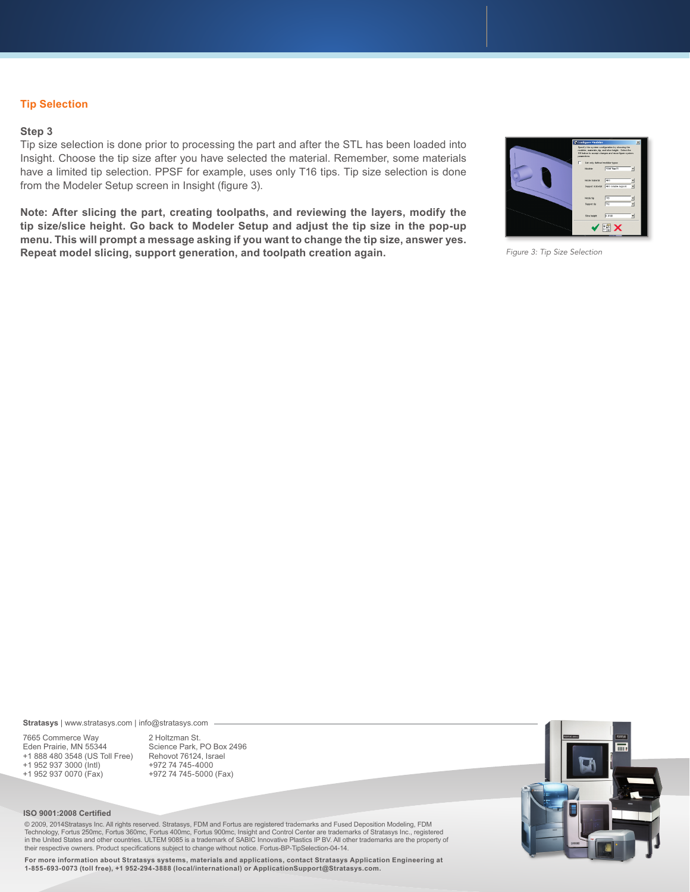## Tip Selection

### Step 3

Tip size selection is done prior to processing the part and after the STL has been loaded into Insight. Choose the tip size after you have selected the material. Remember, some materials have a limited tip selection. PPSF for example, uses only T16 tips. Tip size selection is done from the Modeler Setup screen in Insight (figure 3).

**Note: After slicing the part, creating toolpaths, and reviewing the layers, modify the tip size/slice height. Go back to Modeler Setup and adjust the tip size in the pop-up menu. This will prompt a message asking if you want to change the tip size, answer yes. Repeat model slicing, support generation, and toolpath creation again.**

*Figure 3: Tip Size Selection*

**Stratasys** | www.stratasys.com | info@stratasys.com

7665 Commerce Way
Eden Prairie, MN 55344
+1 888 480 3548 (US Toll Free)
+1 952 937 3000 (Intl)
+1 952 937 0070 (Fax)

2 Holtzman St.
Science Park, PO Box 2496
Rehovot 76124, Israel
+972 74 745-4000
+972 74 745-5000 (Fax)

**ISO 9001:2008 Certified**

© 2009, 2014Stratasys Inc. All rights reserved. Stratasys, FDM and Fortus are registered trademarks and Fused Deposition Modeling, FDM Technology, Fortus 250mc, Fortus 360mc, Fortus 400mc, Fortus 900mc, Insight and Control Center are trademarks of Stratasys Inc., registered in the United States and other countries. ULTEM 9085 is a trademark of SABIC Innovative Plastics IP BV. All other trademarks are the property of their respective owners. Product specifications subject to change without notice. Fortus-BP-TipSelection-04-14.

**For more information about Stratasys systems, materials and applications, contact Stratasys Application Engineering at 1-855-693-0073 (toll free), +1 952-294-3888 (local/international) or ApplicationSupport@Stratasys.com.**